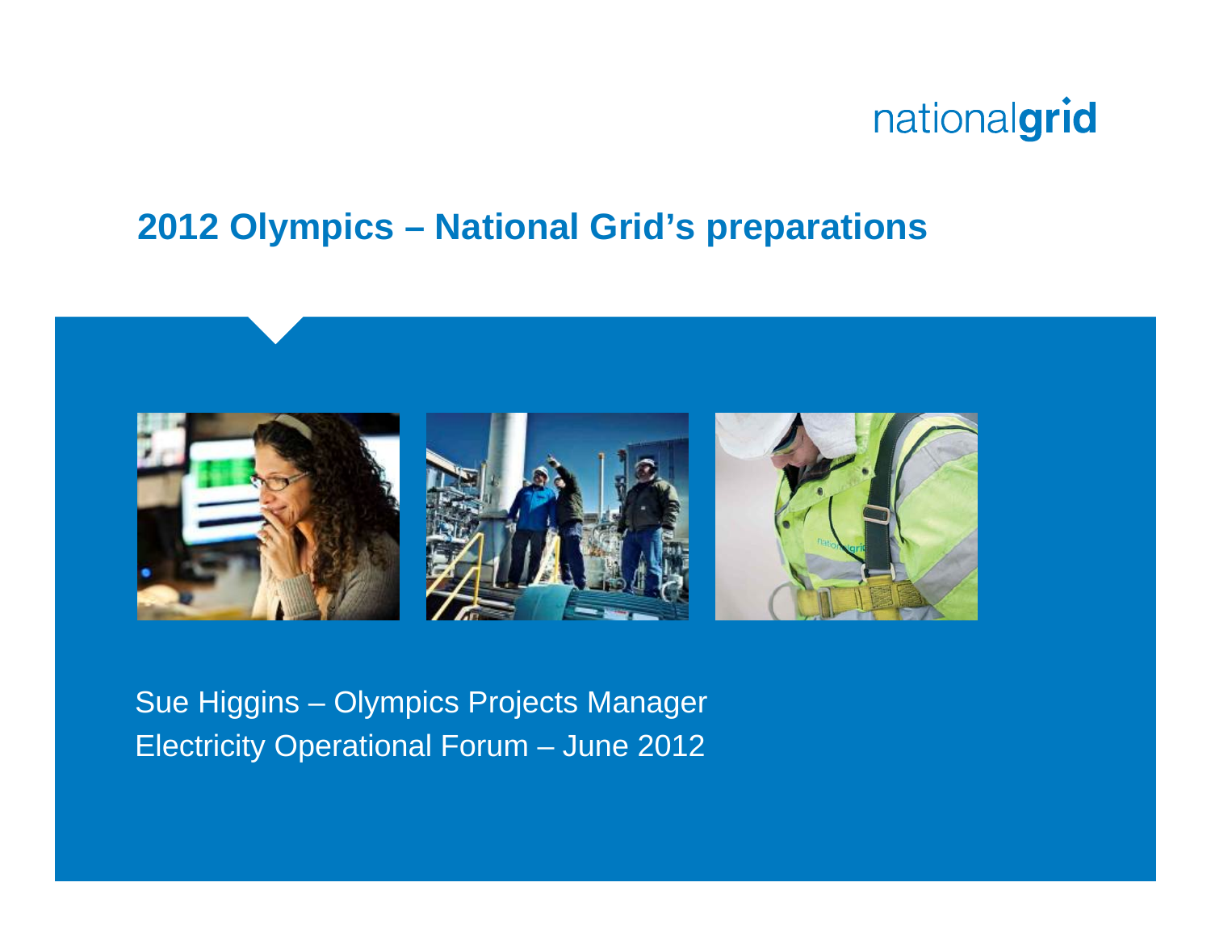nationalgrid

# 2012 Olympics – National Grid's preparations

Sue Higgins – Olympics Projects Manager
Electricity Operational Forum – June 2012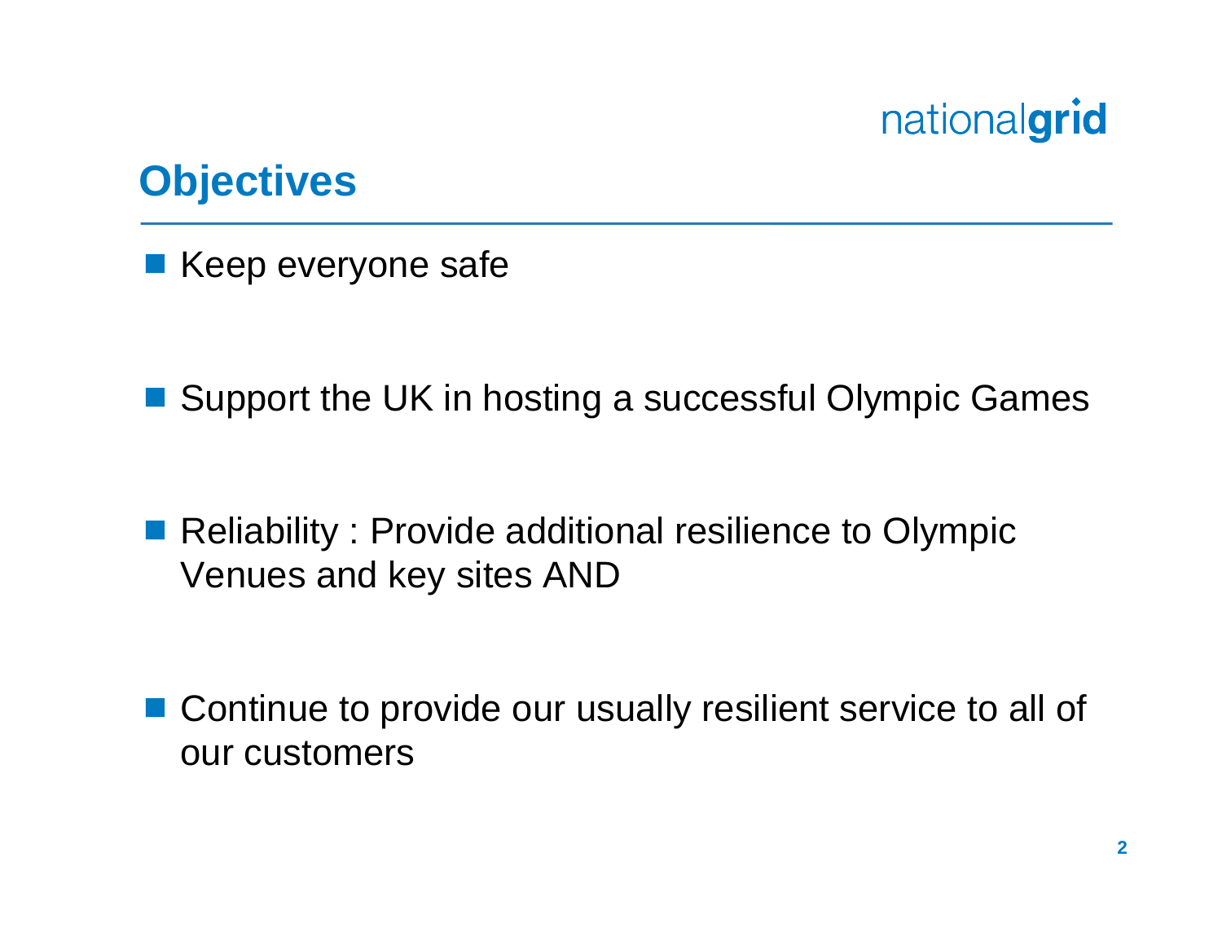## Objectives

- Keep everyone safe
- Support the UK in hosting a successful Olympic Games
- Reliability : Provide additional resilience to Olympic Venues and key sites AND
- Continue to provide our usually resilient service to all of our customers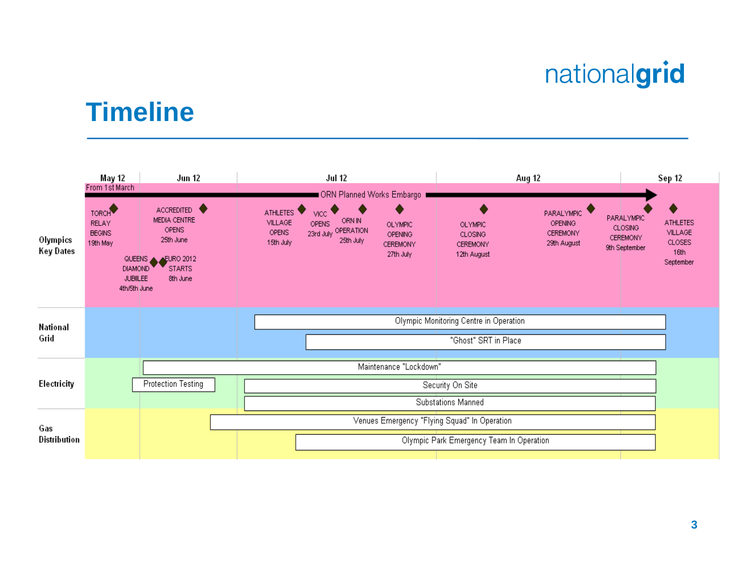# Timeline

| | May 12 | Jun 12 | Jul 12 | Aug 12 | Sep 12 |
|---|---|---|---|---|---|

**Olympics Key Dates**

- From 1st March → ORN Planned Works Embargo
- TORCH RELAY BEGINS 19th May
- QUEENS DIAMOND JUBILEE 4th/5th June
- EURO 2012 STARTS 8th June
- ACCREDITED MEDIA CENTRE OPENS 25th June
- ATHLETES VILLAGE OPENS 15th July
- VICC OPENS 23rd July
- ORN IN OPERATION 25th July
- OLYMPIC OPENING CEREMONY 27th July
- OLYMPIC CLOSING CEREMONY 12th August
- PARALYMPIC OPENING CEREMONY 29th August
- PARALYMPIC CLOSING CEREMONY 9th September
- ATHLETES VILLAGE CLOSES 16th September

**National Grid**

- Olympic Monitoring Centre in Operation
- "Ghost" SRT in Place

**Electricity**

- Maintenance "Lockdown"
- Protection Testing
- Security On Site
- Substations Manned

**Gas Distribution**

- Venues Emergency "Flying Squad" In Operation
- Olympic Park Emergency Team In Operation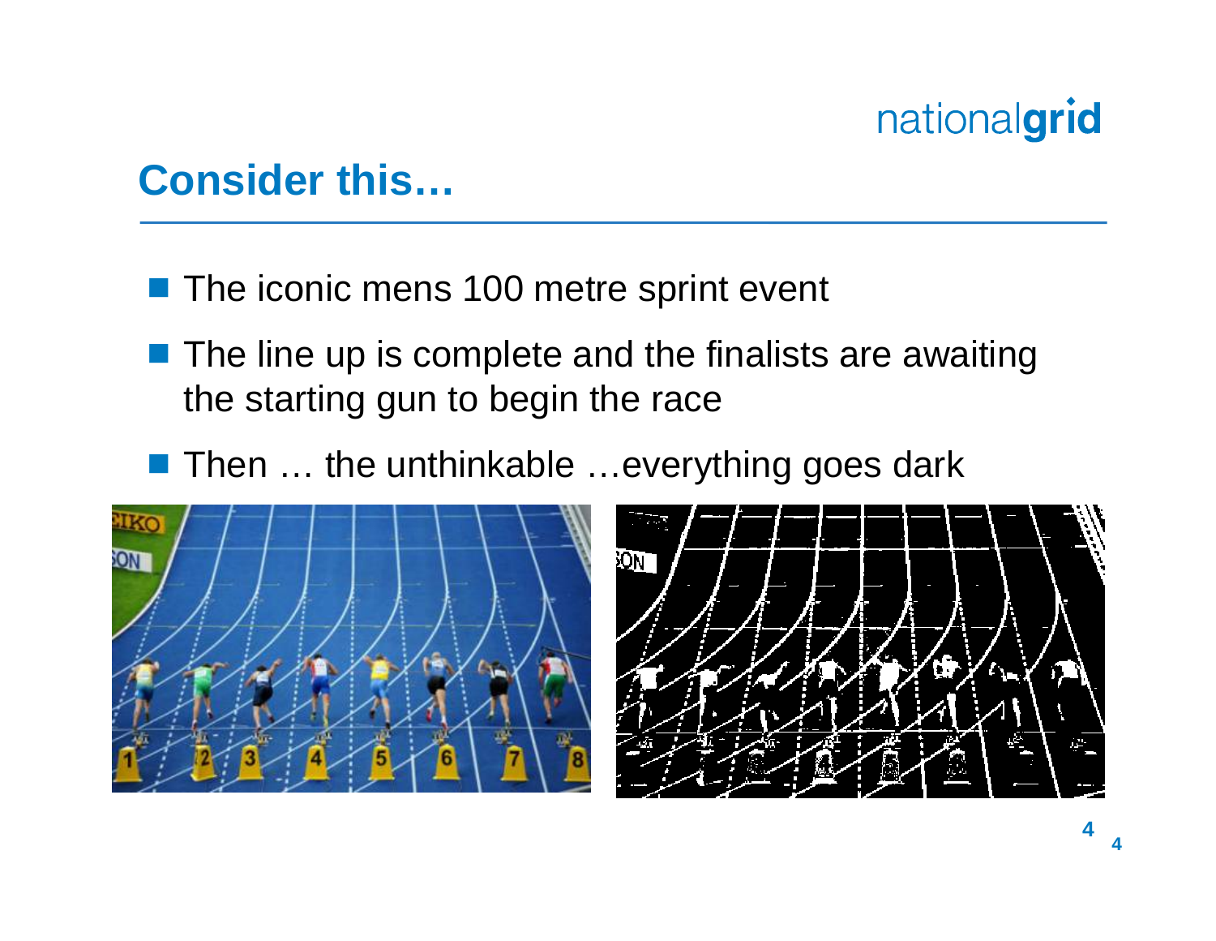## Consider this…

- The iconic mens 100 metre sprint event
- The line up is complete and the finalists are awaiting the starting gun to begin the race
- Then … the unthinkable …everything goes dark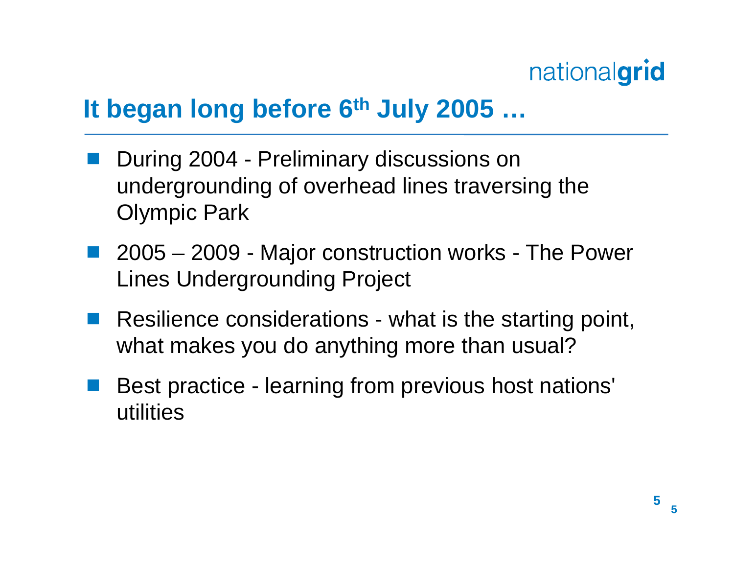## It began long before 6th July 2005 …

- During 2004 - Preliminary discussions on undergrounding of overhead lines traversing the Olympic Park
- 2005 – 2009 - Major construction works - The Power Lines Undergrounding Project
- Resilience considerations - what is the starting point, what makes you do anything more than usual?
- Best practice - learning from previous host nations' utilities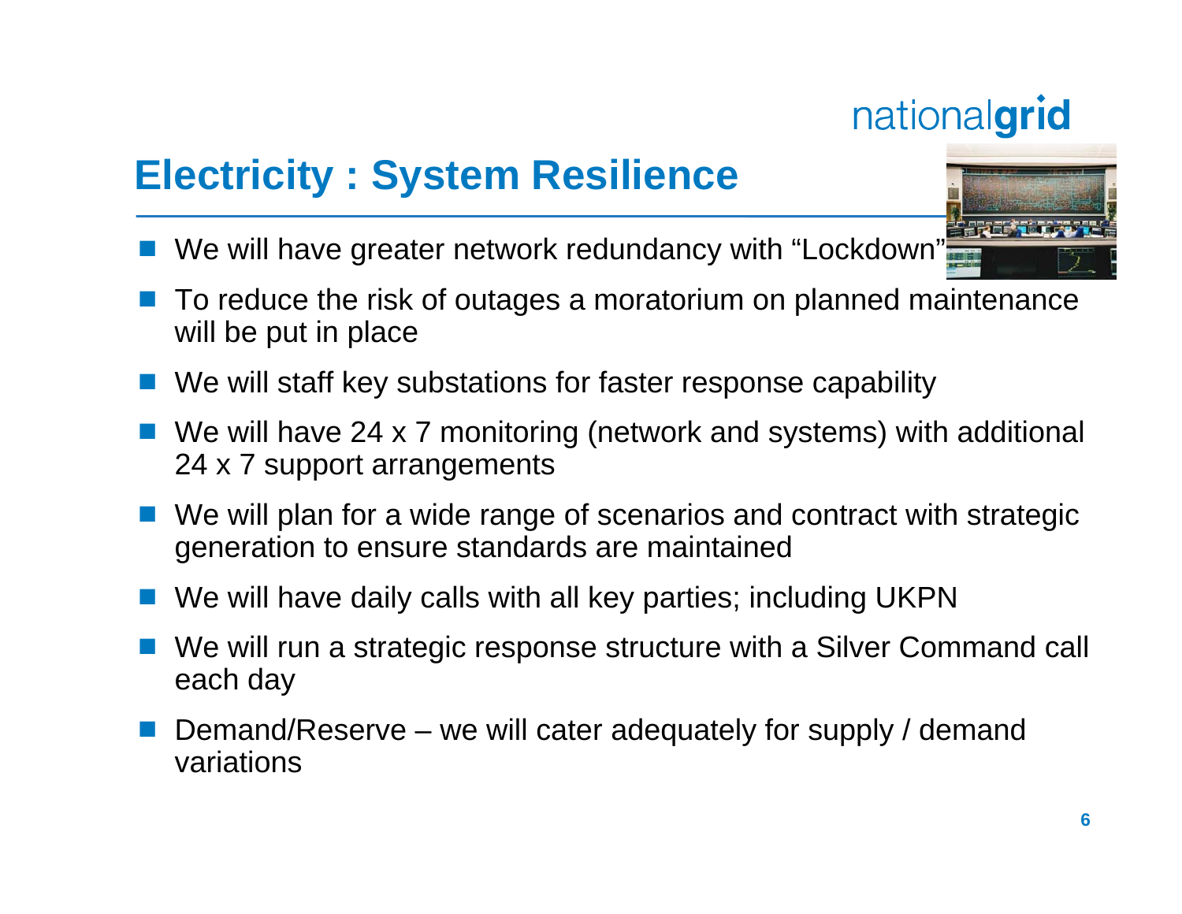# Electricity : System Resilience

- We will have greater network redundancy with "Lockdown"
- To reduce the risk of outages a moratorium on planned maintenance will be put in place
- We will staff key substations for faster response capability
- We will have 24 x 7 monitoring (network and systems) with additional 24 x 7 support arrangements
- We will plan for a wide range of scenarios and contract with strategic generation to ensure standards are maintained
- We will have daily calls with all key parties; including UKPN
- We will run a strategic response structure with a Silver Command call each day
- Demand/Reserve – we will cater adequately for supply / demand variations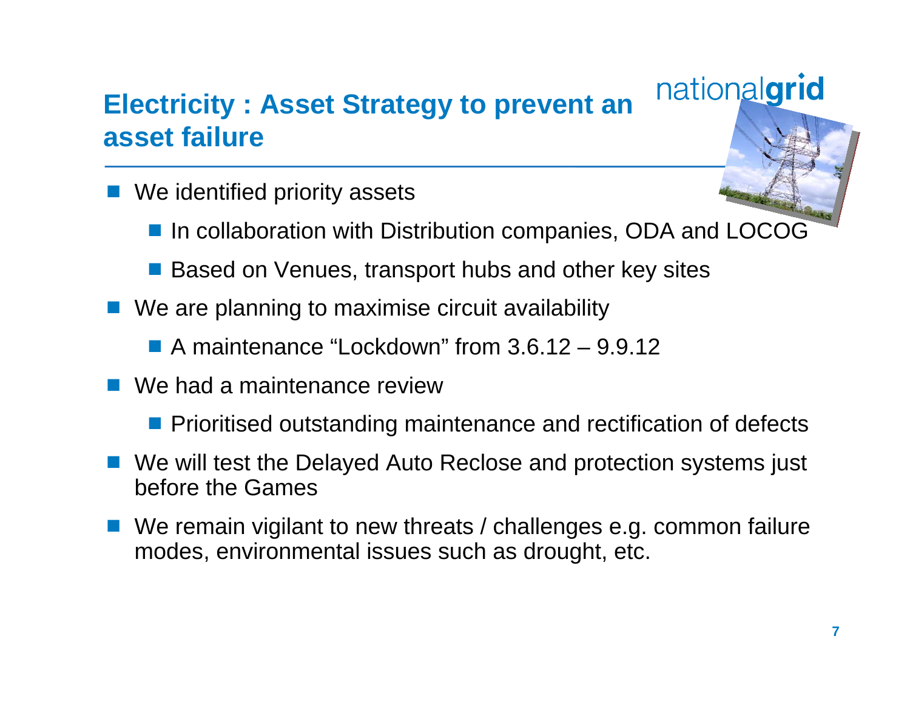# Electricity : Asset Strategy to prevent an asset failure

- We identified priority assets
  - In collaboration with Distribution companies, ODA and LOCOG
  - Based on Venues, transport hubs and other key sites
- We are planning to maximise circuit availability
  - A maintenance "Lockdown" from 3.6.12 – 9.9.12
- We had a maintenance review
  - Prioritised outstanding maintenance and rectification of defects
- We will test the Delayed Auto Reclose and protection systems just before the Games
- We remain vigilant to new threats / challenges e.g. common failure modes, environmental issues such as drought, etc.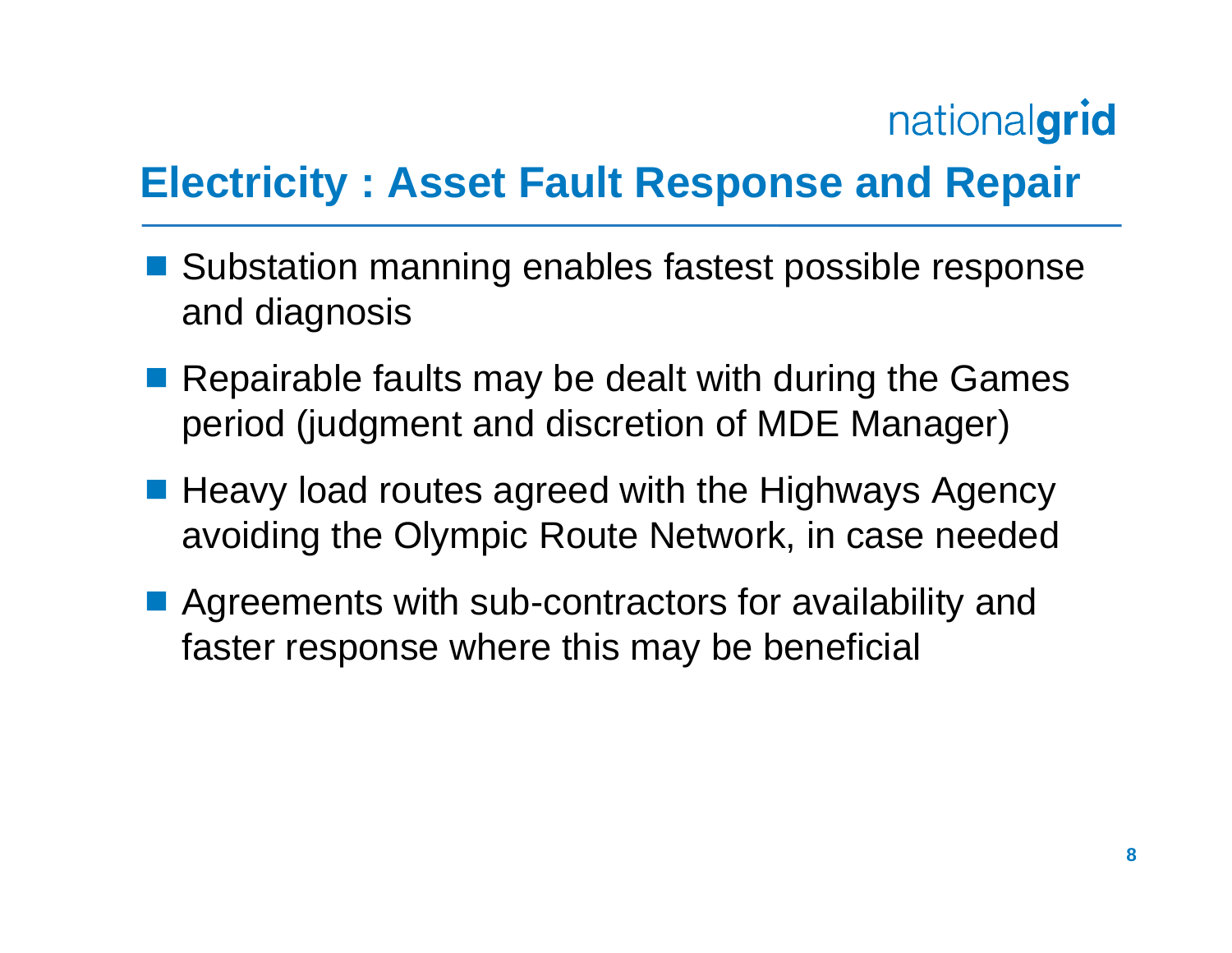# Electricity : Asset Fault Response and Repair

- Substation manning enables fastest possible response and diagnosis
- Repairable faults may be dealt with during the Games period (judgment and discretion of MDE Manager)
- Heavy load routes agreed with the Highways Agency avoiding the Olympic Route Network, in case needed
- Agreements with sub-contractors for availability and faster response where this may be beneficial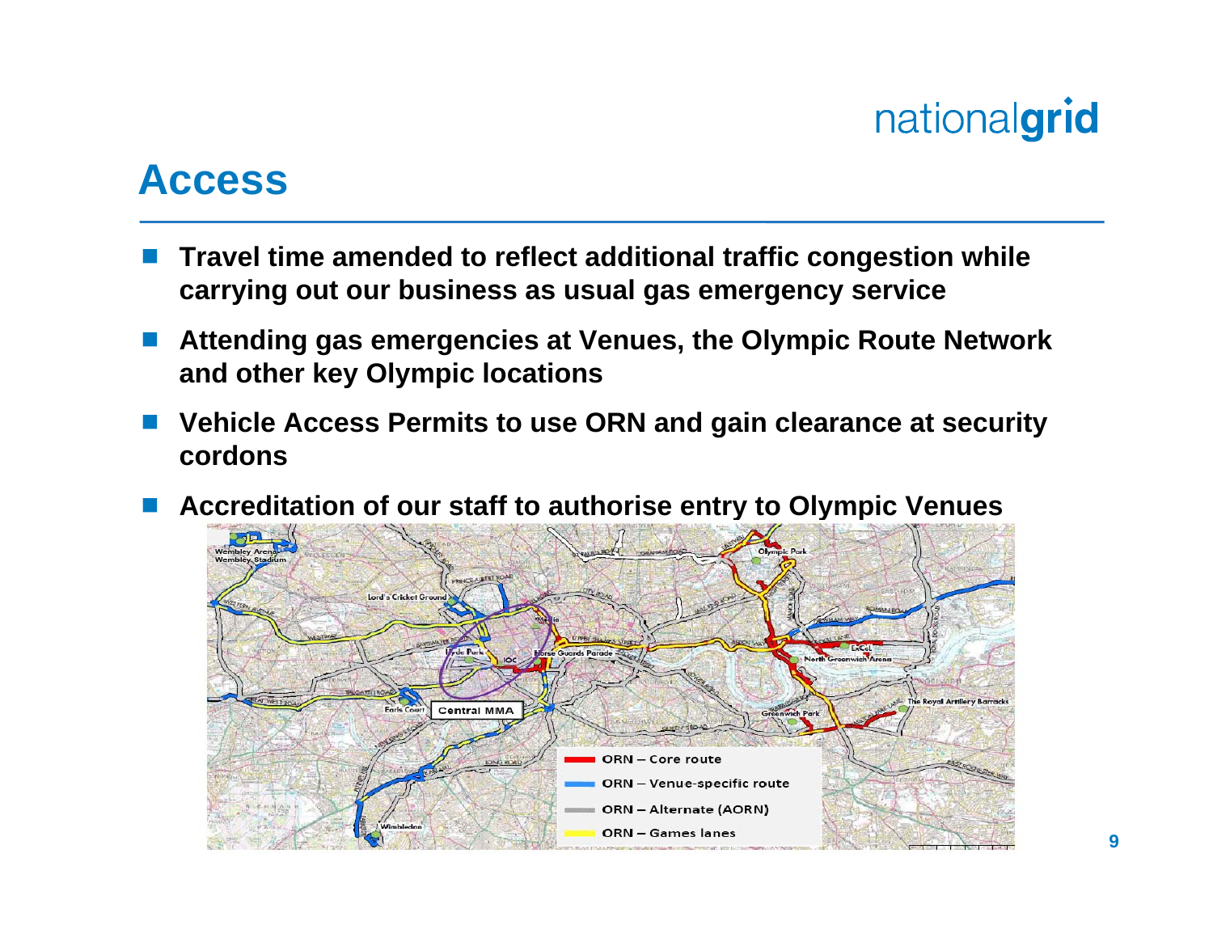# Access

- Travel time amended to reflect additional traffic congestion while carrying out our business as usual gas emergency service
- Attending gas emergencies at Venues, the Olympic Route Network and other key Olympic locations
- Vehicle Access Permits to use ORN and gain clearance at security cordons
- Accreditation of our staff to authorise entry to Olympic Venues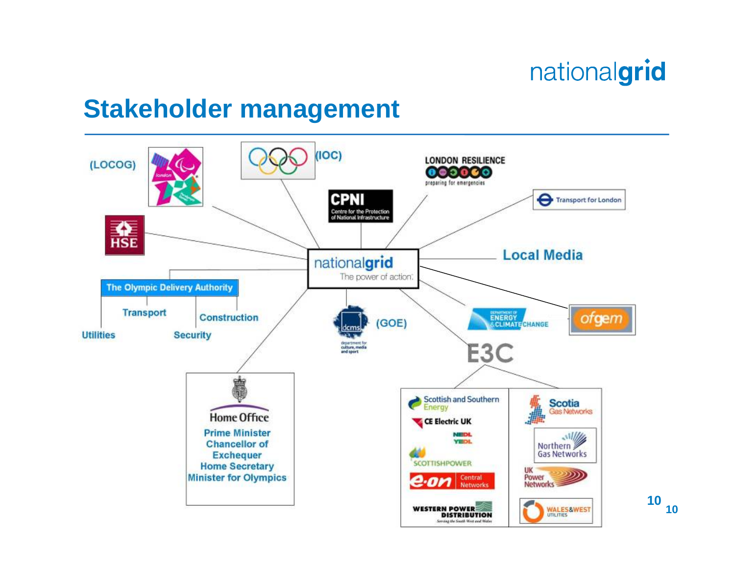## Stakeholder management

(LOCOG)

(IOC)

LONDON RESILIENCE
preparing for emergencies

CPNI
Centre for the Protection of National Infrastructure

Transport for London

HSE

nationalgrid
The power of action.

Local Media

The Olympic Delivery Authority

- Transport
- Construction
- Utilities
- Security

dcms
department for culture, media and sport

(GOE)

DEPARTMENT OF ENERGY & CLIMATE CHANGE

ofgem

E3C

Home Office
- Prime Minister
- Chancellor of Exchequer
- Home Secretary
- Minister for Olympics

Scottish and Southern Energy
CE Electric UK
NEDL
YEDL
SCOTTISHPOWER
e.on Central Networks
WESTERN POWER DISTRIBUTION
Serving the South West and Wales

Scotia Gas Networks
Northern Gas Networks
UK Power Networks
WALES&WEST UTILITIES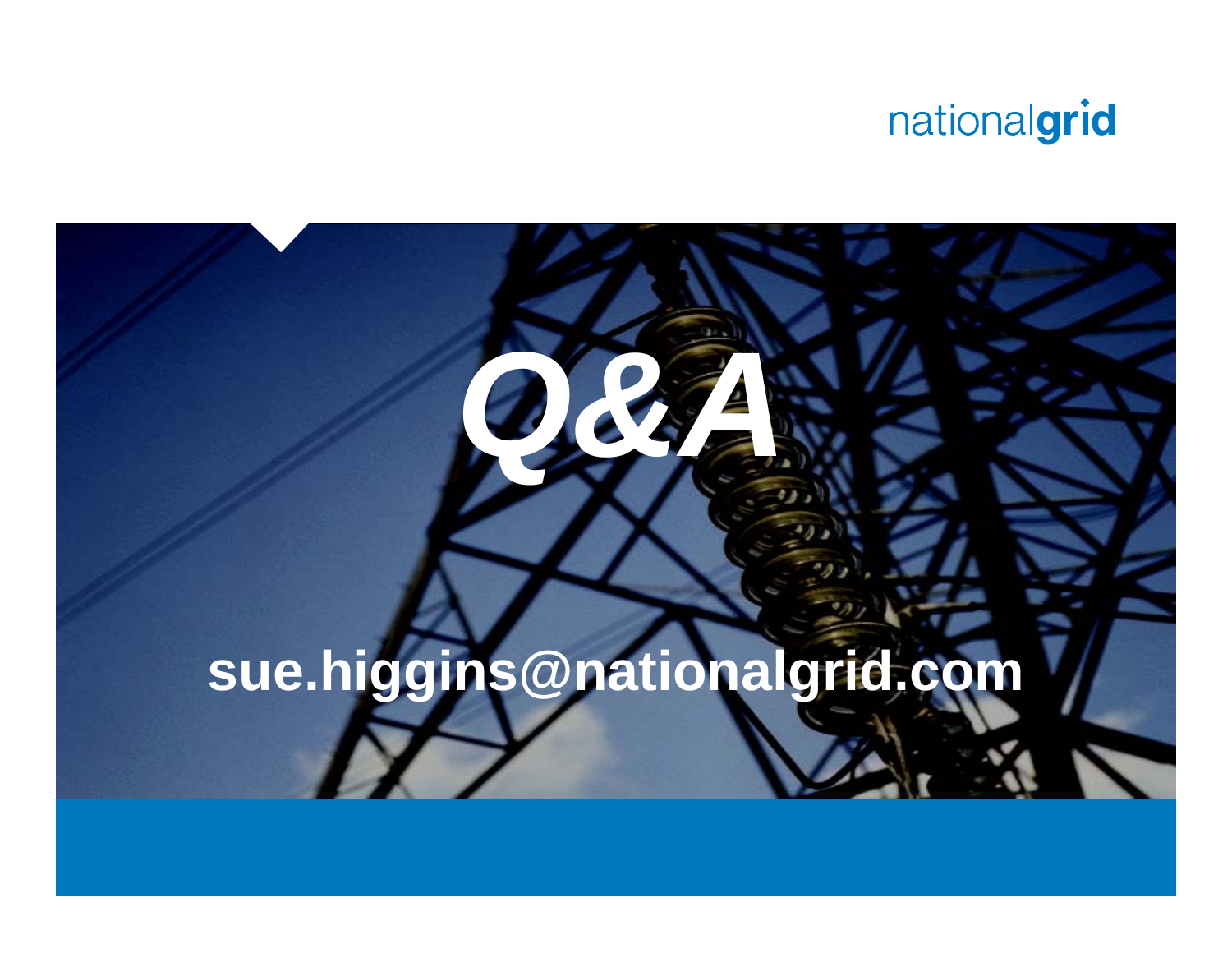# *Q&A*

**sue.higgins@nationalgrid.com**